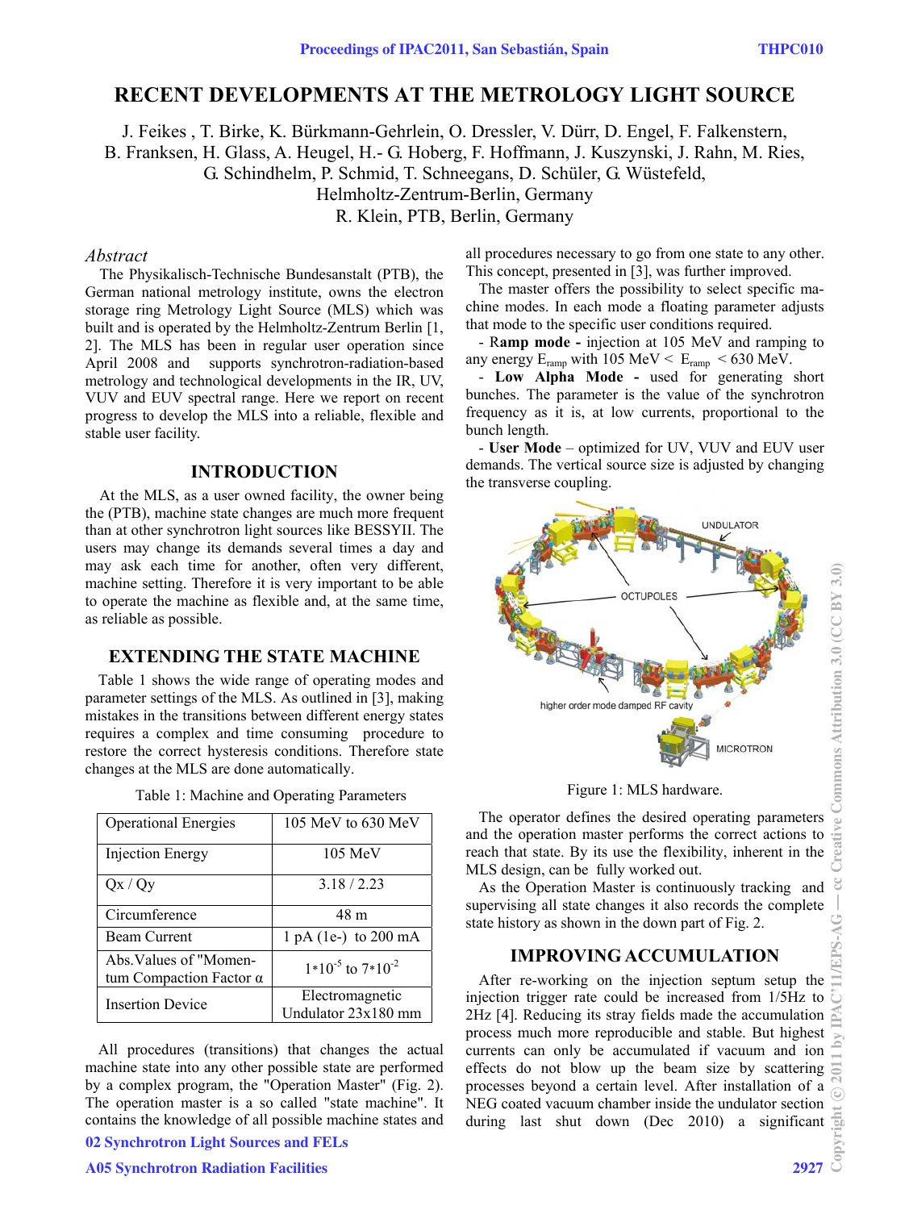# RECENT DEVELOPMENTS AT THE METROLOGY LIGHT SOURCE

J. Feikes , T. Birke, K. Bürkmann-Gehrlein, O. Dressler, V. Dürr, D. Engel, F. Falkenstern, B. Franksen, H. Glass, A. Heugel, H.- G. Hoberg, F. Hoffmann, J. Kuszynski, J. Rahn, M. Ries, G. Schindhelm, P. Schmid, T. Schneegans, D. Schüler, G. Wüstefeld, Helmholtz-Zentrum-Berlin, Germany
R. Klein, PTB, Berlin, Germany

*Abstract*

The Physikalisch-Technische Bundesanstalt (PTB), the German national metrology institute, owns the electron storage ring Metrology Light Source (MLS) which was built and is operated by the Helmholtz-Zentrum Berlin [1, 2]. The MLS has been in regular user operation since April 2008 and supports synchrotron-radiation-based metrology and technological developments in the IR, UV, VUV and EUV spectral range. Here we report on recent progress to develop the MLS into a reliable, flexible and stable user facility.

## INTRODUCTION

At the MLS, as a user owned facility, the owner being the (PTB), machine state changes are much more frequent than at other synchrotron light sources like BESSYII. The users may change its demands several times a day and may ask each time for another, often very different, machine setting. Therefore it is very important to be able to operate the machine as flexible and, at the same time, as reliable as possible.

## EXTENDING THE STATE MACHINE

Table 1 shows the wide range of operating modes and parameter settings of the MLS. As outlined in [3], making mistakes in the transitions between different energy states requires a complex and time consuming procedure to restore the correct hysteresis conditions. Therefore state changes at the MLS are done automatically.

Table 1: Machine and Operating Parameters

| Operational Energies | 105 MeV to 630 MeV |
|---|---|
| Injection Energy | 105 MeV |
| Qx / Qy | 3.18 / 2.23 |
| Circumference | 48 m |
| Beam Current | 1 pA (1e-) to 200 mA |
| Abs.Values of "Momentum Compaction Factor α | $1*10^{-5}$ to $7*10^{-2}$ |
| Insertion Device | Electromagnetic Undulator 23x180 mm |

All procedures (transitions) that changes the actual machine state into any other possible state are performed by a complex program, the "Operation Master" (Fig. 2). The operation master is a so called "state machine". It contains the knowledge of all possible machine states and all procedures necessary to go from one state to any other. This concept, presented in [3], was further improved.

The master offers the possibility to select specific machine modes. In each mode a floating parameter adjusts that mode to the specific user conditions required.

- **Ramp mode -** injection at 105 MeV and ramping to any energy $E_{ramp}$ with 105 MeV < $E_{ramp}$ < 630 MeV.
- **Low Alpha Mode -** used for generating short bunches. The parameter is the value of the synchrotron frequency as it is, at low currents, proportional to the bunch length.
- **User Mode** – optimized for UV, VUV and EUV user demands. The vertical source size is adjusted by changing the transverse coupling.

Figure 1: MLS hardware.

The operator defines the desired operating parameters and the operation master performs the correct actions to reach that state. By its use the flexibility, inherent in the MLS design, can be fully worked out.

As the Operation Master is continuously tracking and supervising all state changes it also records the complete state history as shown in the down part of Fig. 2.

## IMPROVING ACCUMULATION

After re-working on the injection septum setup the injection trigger rate could be increased from 1/5Hz to 2Hz [4]. Reducing its stray fields made the accumulation process much more reproducible and stable. But highest currents can only be accumulated if vacuum and ion effects do not blow up the beam size by scattering processes beyond a certain level. After installation of a NEG coated vacuum chamber inside the undulator section during last shut down (Dec 2010) a significant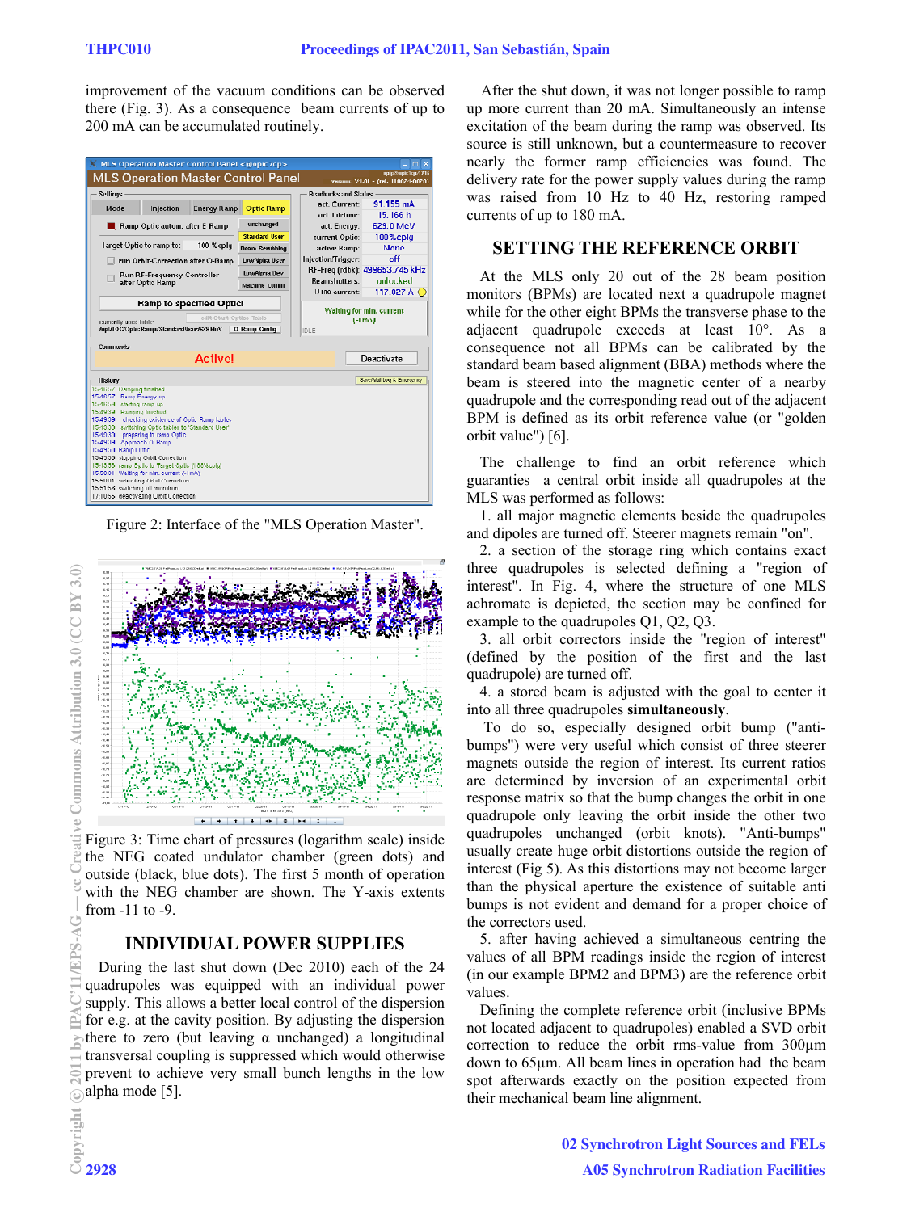improvement of the vacuum conditions can be observed there (Fig. 3). As a consequence beam currents of up to 200 mA can be accumulated routinely.

Figure 2: Interface of the "MLS Operation Master".

Figure 3: Time chart of pressures (logarithm scale) inside the NEG coated undulator chamber (green dots) and outside (black, blue dots). The first 5 month of operation with the NEG chamber are shown. The Y-axis extents from -11 to -9.

## INDIVIDUAL POWER SUPPLIES

During the last shut down (Dec 2010) each of the 24 quadrupoles was equipped with an individual power supply. This allows a better local control of the dispersion for e.g. at the cavity position. By adjusting the dispersion there to zero (but leaving α unchanged) a longitudinal transversal coupling is suppressed which would otherwise prevent to achieve very small bunch lengths in the low alpha mode [5].

After the shut down, it was not longer possible to ramp up more current than 20 mA. Simultaneously an intense excitation of the beam during the ramp was observed. Its source is still unknown, but a countermeasure to recover nearly the former ramp efficiencies was found. The delivery rate for the power supply values during the ramp was raised from 10 Hz to 40 Hz, restoring ramped currents of up to 180 mA.

## SETTING THE REFERENCE ORBIT

At the MLS only 20 out of the 28 beam position monitors (BPMs) are located next a quadrupole magnet while for the other eight BPMs the transverse phase to the adjacent quadrupole exceeds at least 10°. As a consequence not all BPMs can be calibrated by the standard beam based alignment (BBA) methods where the beam is steered into the magnetic center of a nearby quadrupole and the corresponding read out of the adjacent BPM is defined as its orbit reference value (or "golden orbit value") [6].

The challenge to find an orbit reference which guaranties a central orbit inside all quadrupoles at the MLS was performed as follows:

1. all major magnetic elements beside the quadrupoles and dipoles are turned off. Steerer magnets remain "on".
2. a section of the storage ring which contains exact three quadrupoles is selected defining a "region of interest". In Fig. 4, where the structure of one MLS achromate is depicted, the section may be confined for example to the quadrupoles Q1, Q2, Q3.
3. all orbit correctors inside the "region of interest" (defined by the position of the first and the last quadrupole) are turned off.
4. a stored beam is adjusted with the goal to center it into all three quadrupoles **simultaneously**.

To do so, especially designed orbit bump ("anti-bumps") were very useful which consist of three steerer magnets outside the region of interest. Its current ratios are determined by inversion of an experimental orbit response matrix so that the bump changes the orbit in one quadrupole only leaving the orbit inside the other two quadrupoles unchanged (orbit knots). "Anti-bumps" usually create huge orbit distortions outside the region of interest (Fig 5). As this distortions may not become larger than the physical aperture the existence of suitable anti bumps is not evident and demand for a proper choice of the correctors used.

5. after having achieved a simultaneous centring the values of all BPM readings inside the region of interest (in our example BPM2 and BPM3) are the reference orbit values.

Defining the complete reference orbit (inclusive BPMs not located adjacent to quadrupoles) enabled a SVD orbit correction to reduce the orbit rms-value from 300µm down to 65µm. All beam lines in operation had the beam spot afterwards exactly on the position expected from their mechanical beam line alignment.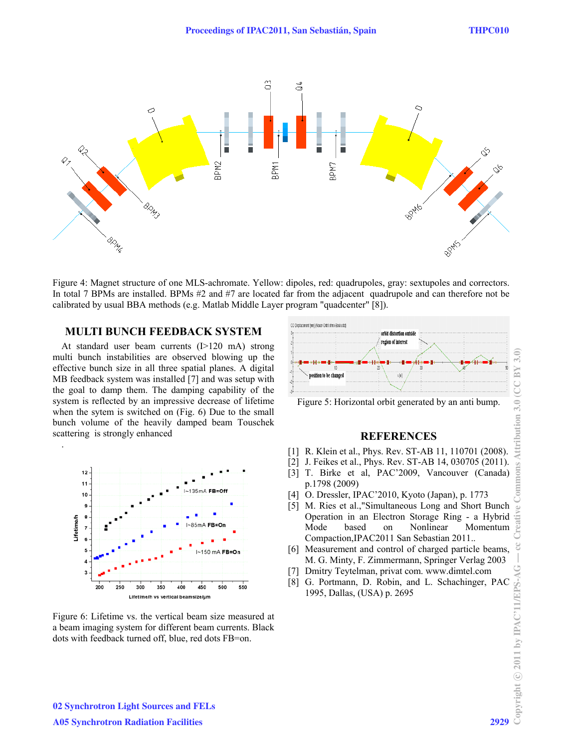Q3 Q4 D D Q2 Q1 Q5 Q6 BPM2 BPM1 BPM7 BPM3 BPM4 BPM6 BPM5

Figure 4: Magnet structure of one MLS-achromate. Yellow: dipoles, red: quadrupoles, gray: sextupoles and correctors. In total 7 BPMs are installed. BPMs #2 and #7 are located far from the adjacent quadrupole and can therefore not be calibrated by usual BBA methods (e.g. Matlab Middle Layer program "quadcenter" [8]).

## MULTI BUNCH FEEDBACK SYSTEM

At standard user beam currents (I>120 mA) strong multi bunch instabilities are observed blowing up the effective bunch size in all three spatial planes. A digital MB feedback system was installed [7] and was setup with the goal to damp them. The damping capability of the system is reflected by an impressive decrease of lifetime when the sytem is switched on (Fig. 6) Due to the small bunch volume of the heavily damped beam Touschek scattering is strongly enhanced

.

Lifetime/h

I~135mA FB=Off

I~85mA FB=On

I~150 mA FB=On

Lifetime/h vs vertical beamsize/µm

Figure 6: Lifetime vs. the vertical beam size measured at a beam imaging system for different beam currents. Black dots with feedback turned off, blue, red dots FB=on.

orbit distortion outside region of interest

position to be changed

s [m]

Figure 5: Horizontal orbit generated by an anti bump.

## REFERENCES

[1] R. Klein et al., Phys. Rev. ST-AB 11, 110701 (2008).

[2] J. Feikes et al., Phys. Rev. ST-AB 14, 030705 (2011).

[3] T. Birke et al, PAC'2009, Vancouver (Canada) p.1798 (2009)

[4] O. Dressler, IPAC'2010, Kyoto (Japan), p. 1773

[5] M. Ries et al.,"Simultaneous Long and Short Bunch Operation in an Electron Storage Ring - a Hybrid Mode based on Nonlinear Momentum Compaction,IPAC2011 San Sebastian 2011..

[6] Measurement and control of charged particle beams, M. G. Minty, F. Zimmermann, Springer Verlag 2003

[7] Dmitry Teytelman, privat com. www.dimtel.com

[8] G. Portmann, D. Robin, and L. Schachinger, PAC 1995, Dallas, (USA) p. 2695